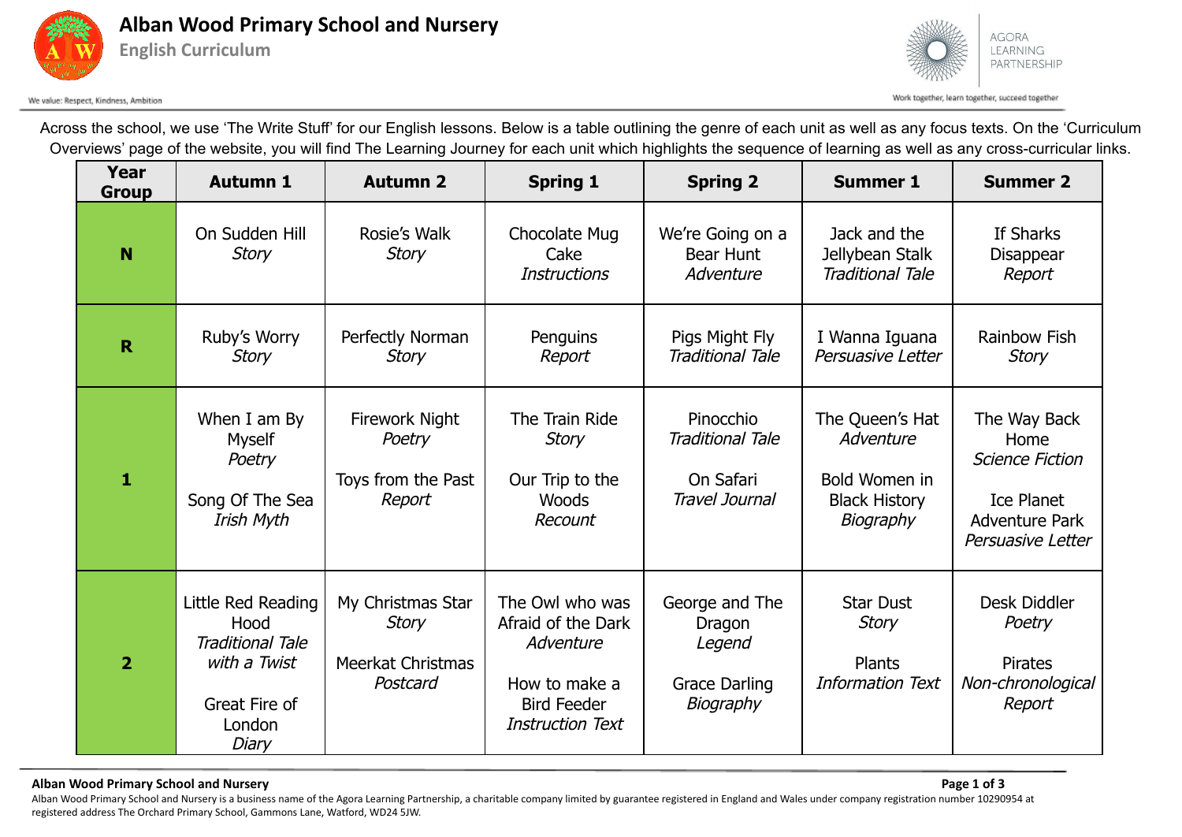# Alban Wood Primary School and Nursery

## English Curriculum

We value: Respect, Kindness, Ambition

AGORA LEARNING PARTNERSHIP

Work together, learn together, succeed together

Across the school, we use 'The Write Stuff' for our English lessons. Below is a table outlining the genre of each unit as well as any focus texts. On the 'Curriculum Overviews' page of the website, you will find The Learning Journey for each unit which highlights the sequence of learning as well as any cross-curricular links.

| Year Group | Autumn 1 | Autumn 2 | Spring 1 | Spring 2 | Summer 1 | Summer 2 |
|---|---|---|---|---|---|---|
| **N** | On Sudden Hill *Story* | Rosie's Walk *Story* | Chocolate Mug Cake *Instructions* | We're Going on a Bear Hunt *Adventure* | Jack and the Jellybean Stalk *Traditional Tale* | If Sharks Disappear *Report* |
| **R** | Ruby's Worry *Story* | Perfectly Norman *Story* | Penguins *Report* | Pigs Might Fly *Traditional Tale* | I Wanna Iguana *Persuasive Letter* | Rainbow Fish *Story* |
| **1** | When I am By Myself *Poetry*<br><br>Song Of The Sea *Irish Myth* | Firework Night *Poetry*<br><br>Toys from the Past *Report* | The Train Ride *Story*<br><br>Our Trip to the Woods *Recount* | Pinocchio *Traditional Tale*<br><br>On Safari *Travel Journal* | The Queen's Hat *Adventure*<br><br>Bold Women in Black History *Biography* | The Way Back Home *Science Fiction*<br><br>Ice Planet Adventure Park *Persuasive Letter* |
| **2** | Little Red Reading Hood *Traditional Tale with a Twist*<br><br>Great Fire of London *Diary* | My Christmas Star *Story*<br><br>Meerkat Christmas *Postcard* | The Owl who was Afraid of the Dark *Adventure*<br><br>How to make a Bird Feeder *Instruction Text* | George and The Dragon *Legend*<br><br>Grace Darling *Biography* | Star Dust *Story*<br><br>Plants *Information Text* | Desk Diddler *Poetry*<br><br>Pirates *Non-chronological Report* |

Alban Wood Primary School and Nursery is a business name of the Agora Learning Partnership, a charitable company limited by guarantee registered in England and Wales under company registration number 10290954 at registered address The Orchard Primary School, Gammons Lane, Watford, WD24 5JW.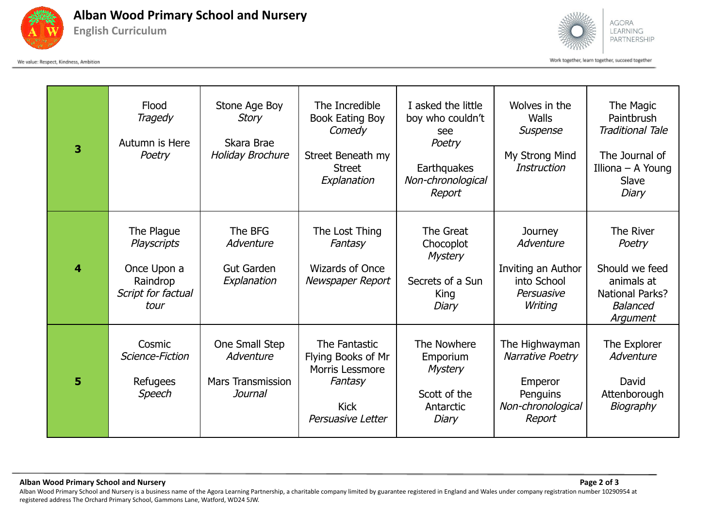| | | | | | | |
|---|---|---|---|---|---|---|
| **3** | Flood<br>*Tragedy*<br><br>Autumn is Here<br>*Poetry* | Stone Age Boy<br>*Story*<br><br>Skara Brae<br>*Holiday Brochure* | The Incredible Book Eating Boy<br>*Comedy*<br><br>Street Beneath my Street<br>*Explanation* | I asked the little boy who couldn't see<br>*Poetry*<br><br>Earthquakes<br>*Non-chronological Report* | Wolves in the Walls<br>*Suspense*<br><br>My Strong Mind<br>*Instruction* | The Magic Paintbrush<br>*Traditional Tale*<br><br>The Journal of Illiona – A Young Slave<br>*Diary* |
| **4** | The Plague<br>*Playscripts*<br><br>Once Upon a Raindrop<br>*Script for factual tour* | The BFG<br>*Adventure*<br><br>Gut Garden<br>*Explanation* | The Lost Thing<br>*Fantasy*<br><br>Wizards of Once<br>*Newspaper Report* | The Great Chocoplot<br>*Mystery*<br><br>Secrets of a Sun King<br>*Diary* | Journey<br>*Adventure*<br><br>Inviting an Author into School<br>*Persuasive Writing* | The River<br>*Poetry*<br><br>Should we feed animals at National Parks?<br>*Balanced Argument* |
| **5** | Cosmic<br>*Science-Fiction*<br><br>Refugees<br>*Speech* | One Small Step<br>*Adventure*<br><br>Mars Transmission<br>*Journal* | The Fantastic Flying Books of Mr Morris Lessmore<br>*Fantasy*<br><br>Kick<br>*Persuasive Letter* | The Nowhere Emporium<br>*Mystery*<br><br>Scott of the Antarctic<br>*Diary* | The Highwayman<br>*Narrative Poetry*<br><br>Emperor Penguins<br>*Non-chronological Report* | The Explorer<br>*Adventure*<br><br>David Attenborough<br>*Biography* |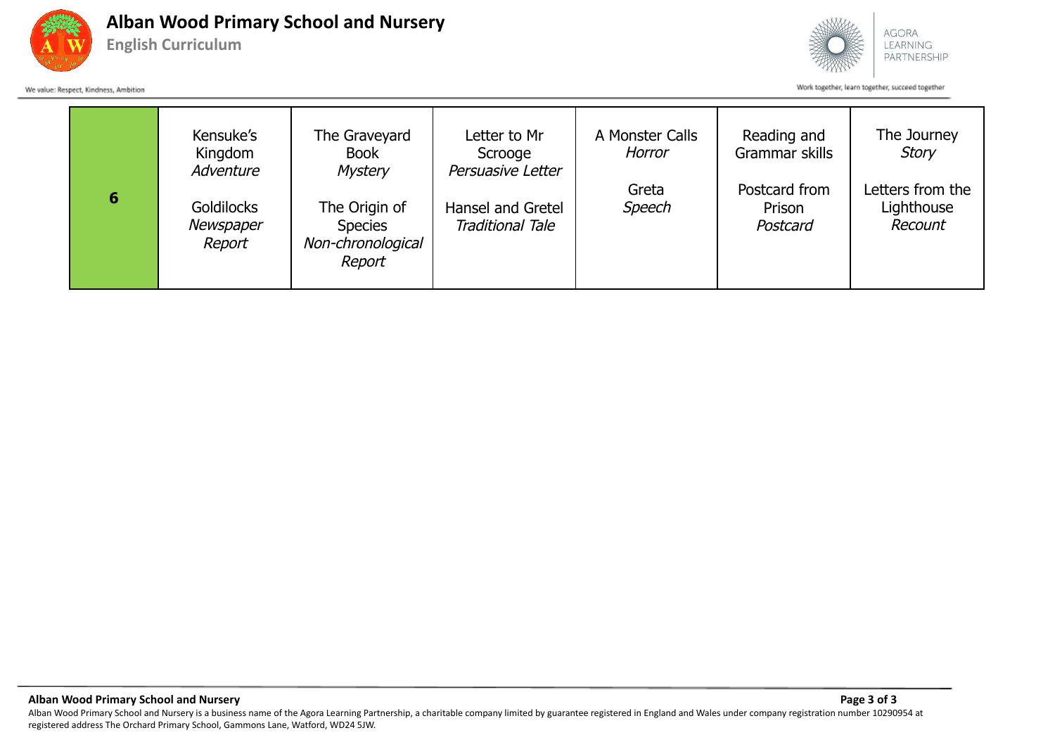| | | | | | | |
|---|---|---|---|---|---|---|
| **6** | Kensuke's Kingdom *Adventure*<br><br>Goldilocks *Newspaper Report* | The Graveyard Book *Mystery*<br><br>The Origin of Species *Non-chronological Report* | Letter to Mr Scrooge *Persuasive Letter*<br><br>Hansel and Gretel *Traditional Tale* | A Monster Calls *Horror*<br><br>Greta *Speech* | Reading and Grammar skills<br><br>Postcard from Prison *Postcard* | The Journey *Story*<br><br>Letters from the Lighthouse *Recount* |